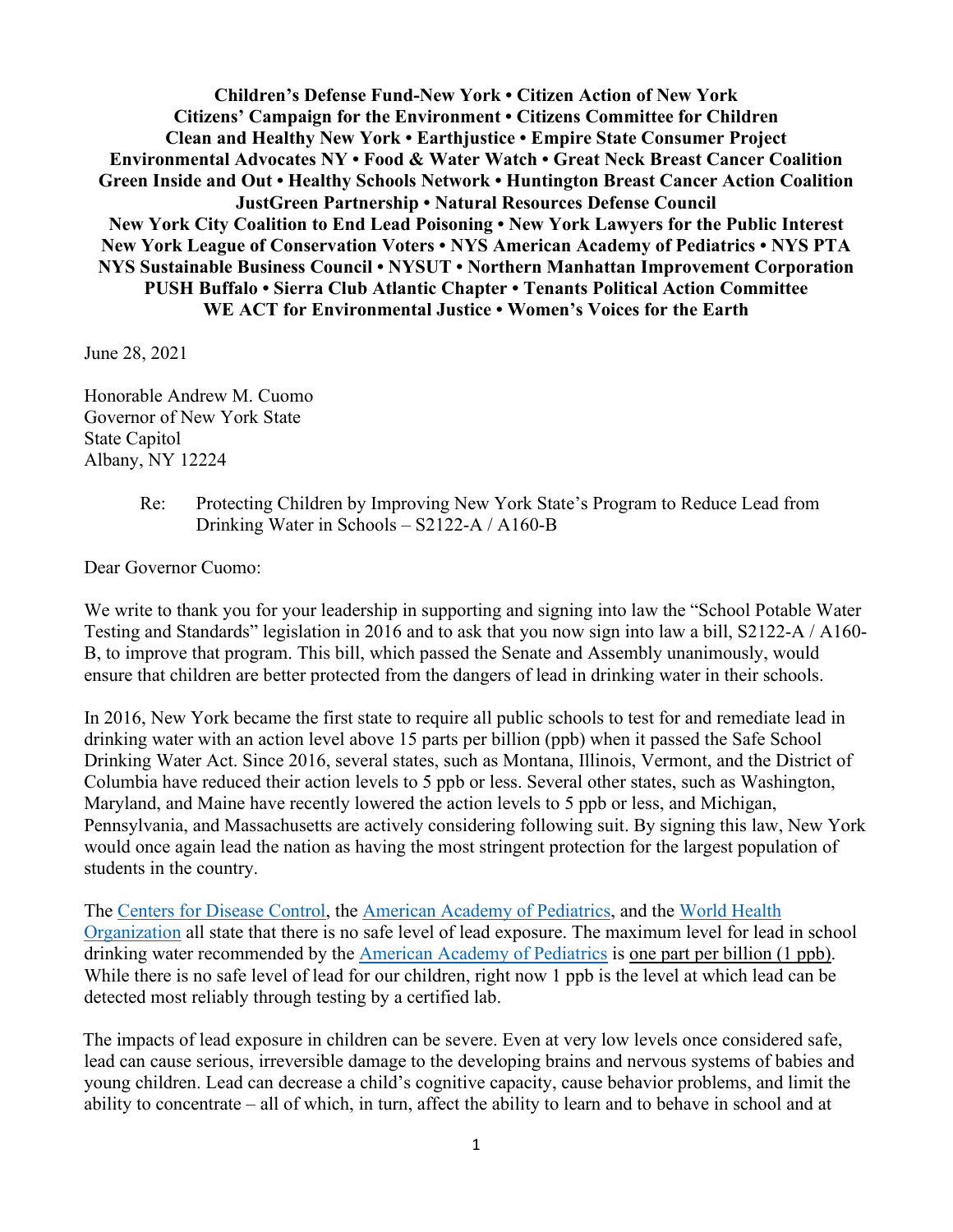**Children's Defense Fund-New York • Citizen Action of New York**
**Citizens' Campaign for the Environment • Citizens Committee for Children**
**Clean and Healthy New York • Earthjustice • Empire State Consumer Project**
**Environmental Advocates NY • Food & Water Watch • Great Neck Breast Cancer Coalition**
**Green Inside and Out • Healthy Schools Network • Huntington Breast Cancer Action Coalition**
**JustGreen Partnership • Natural Resources Defense Council**
**New York City Coalition to End Lead Poisoning • New York Lawyers for the Public Interest**
**New York League of Conservation Voters • NYS American Academy of Pediatrics • NYS PTA**
**NYS Sustainable Business Council • NYSUT • Northern Manhattan Improvement Corporation**
**PUSH Buffalo • Sierra Club Atlantic Chapter • Tenants Political Action Committee**
**WE ACT for Environmental Justice • Women's Voices for the Earth**

June 28, 2021

Honorable Andrew M. Cuomo
Governor of New York State
State Capitol
Albany, NY 12224

Re: Protecting Children by Improving New York State's Program to Reduce Lead from Drinking Water in Schools – S2122-A / A160-B

Dear Governor Cuomo:

We write to thank you for your leadership in supporting and signing into law the "School Potable Water Testing and Standards" legislation in 2016 and to ask that you now sign into law a bill, S2122-A / A160-B, to improve that program. This bill, which passed the Senate and Assembly unanimously, would ensure that children are better protected from the dangers of lead in drinking water in their schools.

In 2016, New York became the first state to require all public schools to test for and remediate lead in drinking water with an action level above 15 parts per billion (ppb) when it passed the Safe School Drinking Water Act. Since 2016, several states, such as Montana, Illinois, Vermont, and the District of Columbia have reduced their action levels to 5 ppb or less. Several other states, such as Washington, Maryland, and Maine have recently lowered the action levels to 5 ppb or less, and Michigan, Pennsylvania, and Massachusetts are actively considering following suit. By signing this law, New York would once again lead the nation as having the most stringent protection for the largest population of students in the country.

The Centers for Disease Control, the American Academy of Pediatrics, and the World Health Organization all state that there is no safe level of lead exposure. The maximum level for lead in school drinking water recommended by the American Academy of Pediatrics is one part per billion (1 ppb). While there is no safe level of lead for our children, right now 1 ppb is the level at which lead can be detected most reliably through testing by a certified lab.

The impacts of lead exposure in children can be severe. Even at very low levels once considered safe, lead can cause serious, irreversible damage to the developing brains and nervous systems of babies and young children. Lead can decrease a child's cognitive capacity, cause behavior problems, and limit the ability to concentrate – all of which, in turn, affect the ability to learn and to behave in school and at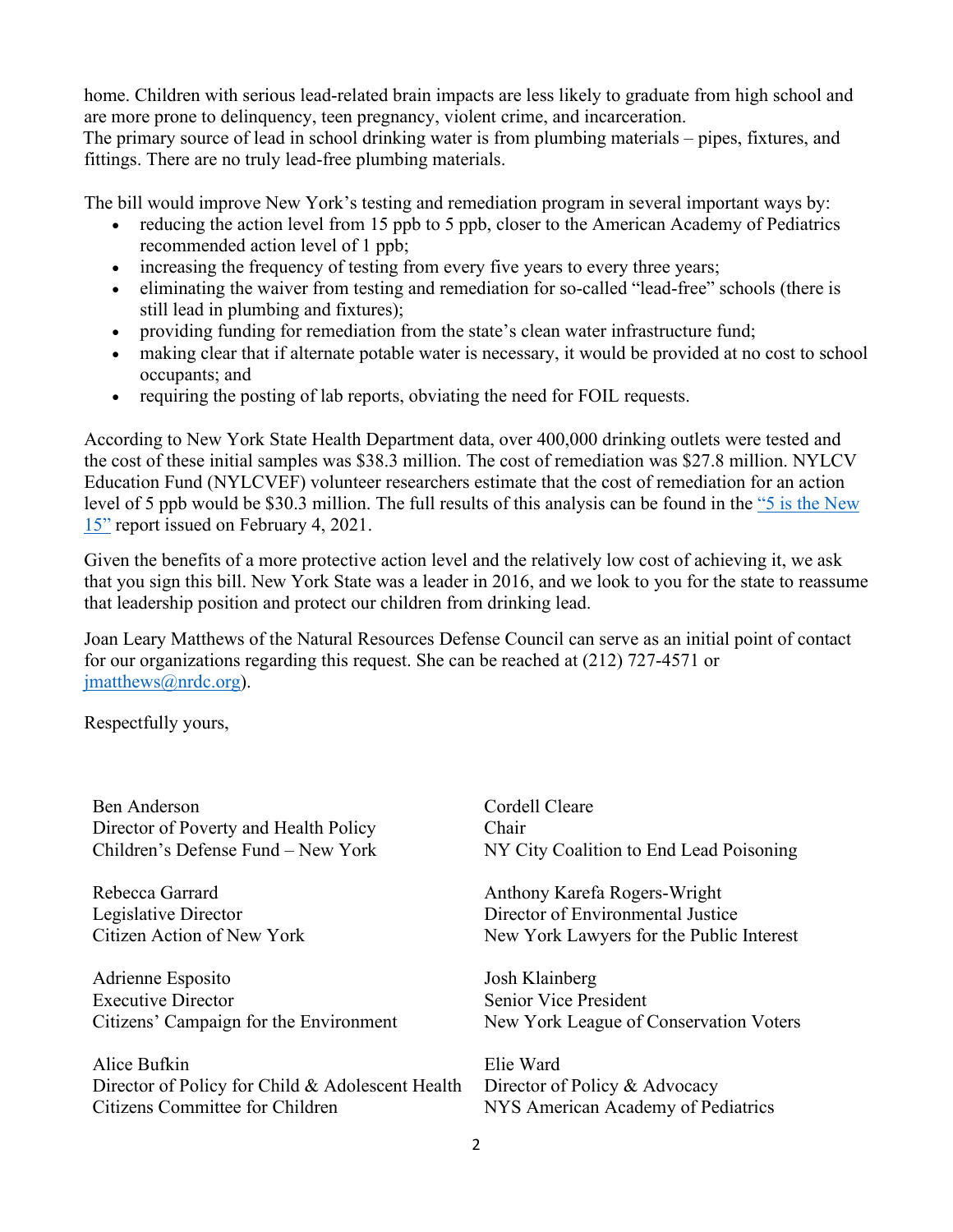home. Children with serious lead-related brain impacts are less likely to graduate from high school and are more prone to delinquency, teen pregnancy, violent crime, and incarceration.
The primary source of lead in school drinking water is from plumbing materials – pipes, fixtures, and fittings. There are no truly lead-free plumbing materials.

The bill would improve New York's testing and remediation program in several important ways by:

- reducing the action level from 15 ppb to 5 ppb, closer to the American Academy of Pediatrics recommended action level of 1 ppb;
- increasing the frequency of testing from every five years to every three years;
- eliminating the waiver from testing and remediation for so-called "lead-free" schools (there is still lead in plumbing and fixtures);
- providing funding for remediation from the state's clean water infrastructure fund;
- making clear that if alternate potable water is necessary, it would be provided at no cost to school occupants; and
- requiring the posting of lab reports, obviating the need for FOIL requests.

According to New York State Health Department data, over 400,000 drinking outlets were tested and the cost of these initial samples was $38.3 million. The cost of remediation was $27.8 million. NYLCV Education Fund (NYLCVEF) volunteer researchers estimate that the cost of remediation for an action level of 5 ppb would be $30.3 million. The full results of this analysis can be found in the "5 is the New 15" report issued on February 4, 2021.

Given the benefits of a more protective action level and the relatively low cost of achieving it, we ask that you sign this bill. New York State was a leader in 2016, and we look to you for the state to reassume that leadership position and protect our children from drinking lead.

Joan Leary Matthews of the Natural Resources Defense Council can serve as an initial point of contact for our organizations regarding this request. She can be reached at (212) 727-4571 or jmatthews@nrdc.org).

Respectfully yours,

Ben Anderson
Director of Poverty and Health Policy
Children's Defense Fund – New York

Rebecca Garrard
Legislative Director
Citizen Action of New York

Adrienne Esposito
Executive Director
Citizens' Campaign for the Environment

Alice Bufkin
Director of Policy for Child & Adolescent Health
Citizens Committee for Children

Cordell Cleare
Chair
NY City Coalition to End Lead Poisoning

Anthony Karefa Rogers-Wright
Director of Environmental Justice
New York Lawyers for the Public Interest

Josh Klainberg
Senior Vice President
New York League of Conservation Voters

Elie Ward
Director of Policy & Advocacy
NYS American Academy of Pediatrics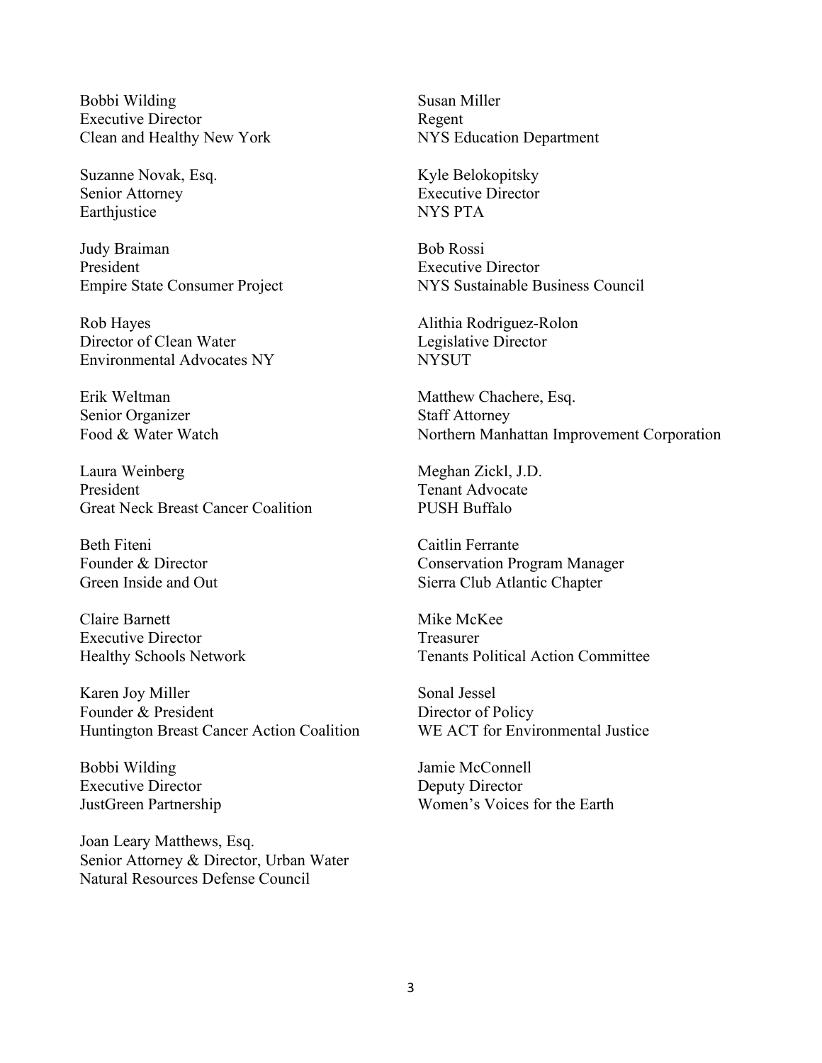Bobbi Wilding
Executive Director
Clean and Healthy New York

Suzanne Novak, Esq.
Senior Attorney
Earthjustice

Judy Braiman
President
Empire State Consumer Project

Rob Hayes
Director of Clean Water
Environmental Advocates NY

Erik Weltman
Senior Organizer
Food & Water Watch

Laura Weinberg
President
Great Neck Breast Cancer Coalition

Beth Fiteni
Founder & Director
Green Inside and Out

Claire Barnett
Executive Director
Healthy Schools Network

Karen Joy Miller
Founder & President
Huntington Breast Cancer Action Coalition

Bobbi Wilding
Executive Director
JustGreen Partnership

Joan Leary Matthews, Esq.
Senior Attorney & Director, Urban Water
Natural Resources Defense Council

Susan Miller
Regent
NYS Education Department

Kyle Belokopitsky
Executive Director
NYS PTA

Bob Rossi
Executive Director
NYS Sustainable Business Council

Alithia Rodriguez-Rolon
Legislative Director
NYSUT

Matthew Chachere, Esq.
Staff Attorney
Northern Manhattan Improvement Corporation

Meghan Zickl, J.D.
Tenant Advocate
PUSH Buffalo

Caitlin Ferrante
Conservation Program Manager
Sierra Club Atlantic Chapter

Mike McKee
Treasurer
Tenants Political Action Committee

Sonal Jessel
Director of Policy
WE ACT for Environmental Justice

Jamie McConnell
Deputy Director
Women's Voices for the Earth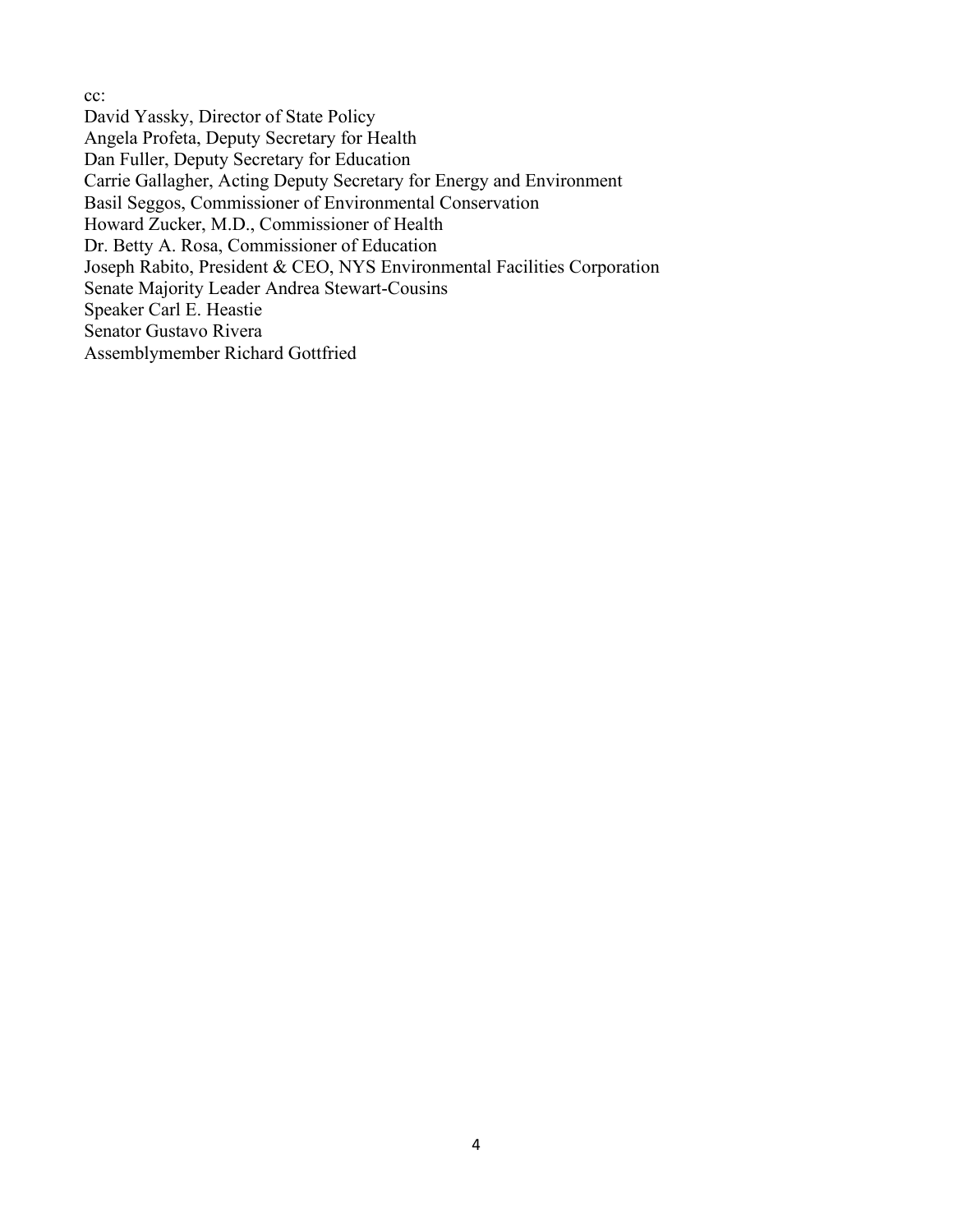cc:

David Yassky, Director of State Policy
Angela Profeta, Deputy Secretary for Health
Dan Fuller, Deputy Secretary for Education
Carrie Gallagher, Acting Deputy Secretary for Energy and Environment
Basil Seggos, Commissioner of Environmental Conservation
Howard Zucker, M.D., Commissioner of Health
Dr. Betty A. Rosa, Commissioner of Education
Joseph Rabito, President & CEO, NYS Environmental Facilities Corporation
Senate Majority Leader Andrea Stewart-Cousins
Speaker Carl E. Heastie
Senator Gustavo Rivera
Assemblymember Richard Gottfried